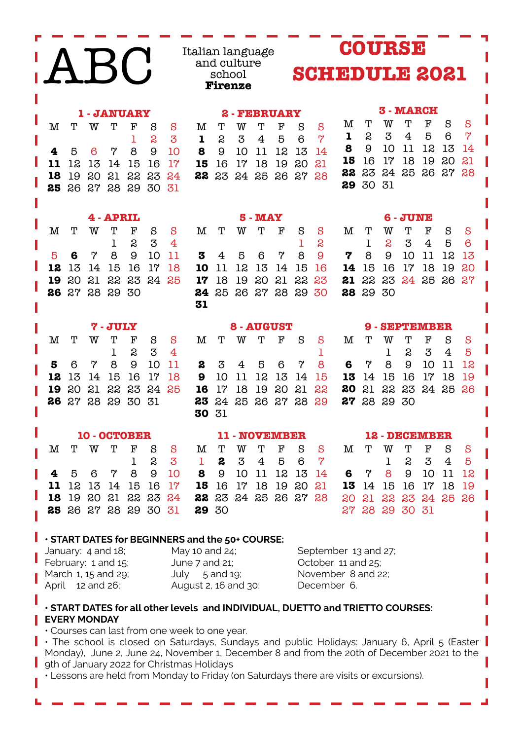# ABC

Italian language and culture school **Firenze**

# COURSE SCHEDULE 2021

### 1 - JANUARY

| M | T | W | T | F | S | S |
|---|---|---|---|---|---|---|
| | | | | 1 | 2 | 3 |
| **4** | 5 | 6 | 7 | 8 | 9 | 10 |
| **11** | 12 | 13 | 14 | 15 | 16 | 17 |
| **18** | 19 | 20 | 21 | 22 | 23 | 24 |
| **25** | 26 | 27 | 28 | 29 | 30 | 31 |

### 2 - FEBRUARY

| M | T | W | T | F | S | S |
|---|---|---|---|---|---|---|
| **1** | 2 | 3 | 4 | 5 | 6 | 7 |
| **8** | 9 | 10 | 11 | 12 | 13 | 14 |
| **15** | 16 | 17 | 18 | 19 | 20 | 21 |
| **22** | 23 | 24 | 25 | 26 | 27 | 28 |

### 3 - MARCH

| M | T | W | T | F | S | S |
|---|---|---|---|---|---|---|
| **1** | 2 | 3 | 4 | 5 | 6 | 7 |
| **8** | 9 | 10 | 11 | 12 | 13 | 14 |
| **15** | 16 | 17 | 18 | 19 | 20 | 21 |
| **22** | 23 | 24 | 25 | 26 | 27 | 28 |
| **29** | 30 | 31 | | | | |

### 4 - APRIL

| M | T | W | T | F | S | S |
|---|---|---|---|---|---|---|
| | | | 1 | 2 | 3 | 4 |
| 5 | **6** | 7 | 8 | 9 | 10 | 11 |
| **12** | 13 | 14 | 15 | 16 | 17 | 18 |
| **19** | 20 | 21 | 22 | 23 | 24 | 25 |
| **26** | 27 | 28 | 29 | 30 | | |

### 5 - MAY

| M | T | W | T | F | S | S |
|---|---|---|---|---|---|---|
| | | | | | 1 | 2 |
| **3** | 4 | 5 | 6 | 7 | 8 | 9 |
| **10** | 11 | 12 | 13 | 14 | 15 | 16 |
| **17** | 18 | 19 | 20 | 21 | 22 | 23 |
| **24** | 25 | 26 | 27 | 28 | 29 | 30 |
| **31** | | | | | | |

### 6 - JUNE

| M | T | W | T | F | S | S |
|---|---|---|---|---|---|---|
| | 1 | 2 | 3 | 4 | 5 | 6 |
| **7** | 8 | 9 | 10 | 11 | 12 | 13 |
| **14** | 15 | 16 | 17 | 18 | 19 | 20 |
| **21** | 22 | 23 | 24 | 25 | 26 | 27 |
| **28** | 29 | 30 | | | | |

### 7 - JULY

| M | T | W | T | F | S | S |
|---|---|---|---|---|---|---|
| | | | 1 | 2 | 3 | 4 |
| **5** | 6 | 7 | 8 | 9 | 10 | 11 |
| **12** | 13 | 14 | 15 | 16 | 17 | 18 |
| **19** | 20 | 21 | 22 | 23 | 24 | 25 |
| **26** | 27 | 28 | 29 | 30 | 31 | |

### 8 - AUGUST

| M | T | W | T | F | S | S |
|---|---|---|---|---|---|---|
| | | | | | | 1 |
| **2** | 3 | 4 | 5 | 6 | 7 | 8 |
| **9** | 10 | 11 | 12 | 13 | 14 | 15 |
| **16** | 17 | 18 | 19 | 20 | 21 | 22 |
| **23** | 24 | 25 | 26 | 27 | 28 | 29 |
| **30** | 31 | | | | | |

### 9 - SEPTEMBER

| M | T | W | T | F | S | S |
|---|---|---|---|---|---|---|
| | | 1 | 2 | 3 | 4 | 5 |
| **6** | 7 | 8 | 9 | 10 | 11 | 12 |
| **13** | 14 | 15 | 16 | 17 | 18 | 19 |
| **20** | 21 | 22 | 23 | 24 | 25 | 26 |
| **27** | 28 | 29 | 30 | | | |

### 10 - OCTOBER

| M | T | W | T | F | S | S |
|---|---|---|---|---|---|---|
| | | | | 1 | 2 | 3 |
| **4** | 5 | 6 | 7 | 8 | 9 | 10 |
| **11** | 12 | 13 | 14 | 15 | 16 | 17 |
| **18** | 19 | 20 | 21 | 22 | 23 | 24 |
| **25** | 26 | 27 | 28 | 29 | 30 | 31 |

### 11 - NOVEMBER

| M | T | W | T | F | S | S |
|---|---|---|---|---|---|---|
| 1 | **2** | 3 | 4 | 5 | 6 | 7 |
| **8** | 9 | 10 | 11 | 12 | 13 | 14 |
| **15** | 16 | 17 | 18 | 19 | 20 | 21 |
| **22** | 23 | 24 | 25 | 26 | 27 | 28 |
| **29** | 30 | | | | | |

### 12 - DECEMBER

| M | T | W | T | F | S | S |
|---|---|---|---|---|---|---|
| | | 1 | 2 | 3 | 4 | 5 |
| **6** | 7 | 8 | 9 | 10 | 11 | 12 |
| **13** | 14 | 15 | 16 | 17 | 18 | 19 |
| 20 | 21 | 22 | 23 | 24 | 25 | 26 |
| 27 | 28 | 29 | 30 | 31 | | |

**• START DATES for BEGINNERS and the 50+ COURSE:**

January: 4 and 18;
February: 1 and 15;
March 1, 15 and 29;
April 12 and 26;
May 10 and 24;
June 7 and 21;
July 5 and 19;
August 2, 16 and 30;
September 13 and 27;
October 11 and 25;
November 8 and 22;
December 6.

**• START DATES for all other levels and INDIVIDUAL, DUETTO and TRIETTO COURSES: EVERY MONDAY**

- Courses can last from one week to one year.
- The school is closed on Saturdays, Sundays and public Holidays: January 6, April 5 (Easter Monday), June 2, June 24, November 1, December 8 and from the 20th of December 2021 to the 9th of January 2022 for Christmas Holidays
- Lessons are held from Monday to Friday (on Saturdays there are visits or excursions).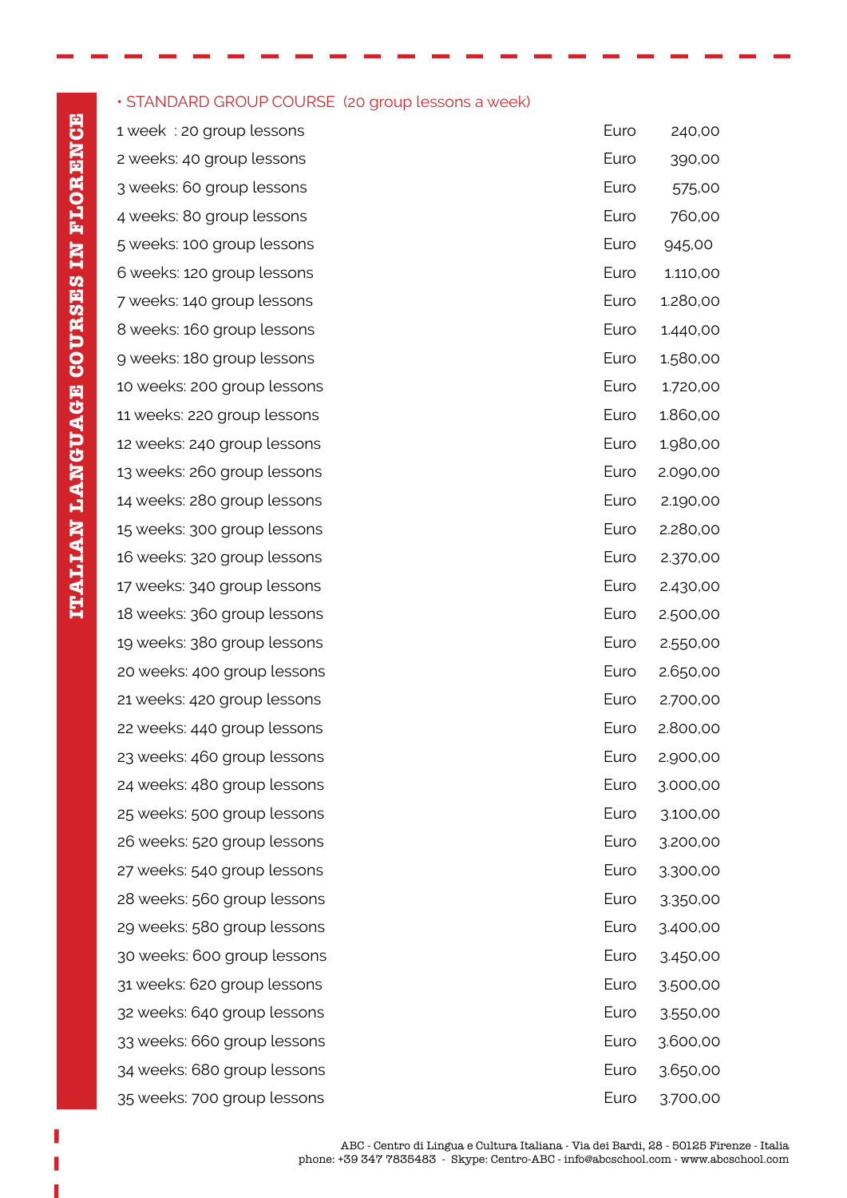ITALIAN LANGUAGE COURSES IN FLORENCE

• STANDARD GROUP COURSE (20 group lessons a week)

| | | |
|---|---|---|
| 1 week : 20 group lessons | Euro | 240,00 |
| 2 weeks: 40 group lessons | Euro | 390,00 |
| 3 weeks: 60 group lessons | Euro | 575,00 |
| 4 weeks: 80 group lessons | Euro | 760,00 |
| 5 weeks: 100 group lessons | Euro | 945,00 |
| 6 weeks: 120 group lessons | Euro | 1.110,00 |
| 7 weeks: 140 group lessons | Euro | 1.280,00 |
| 8 weeks: 160 group lessons | Euro | 1.440,00 |
| 9 weeks: 180 group lessons | Euro | 1.580,00 |
| 10 weeks: 200 group lessons | Euro | 1.720,00 |
| 11 weeks: 220 group lessons | Euro | 1.860,00 |
| 12 weeks: 240 group lessons | Euro | 1.980,00 |
| 13 weeks: 260 group lessons | Euro | 2.090,00 |
| 14 weeks: 280 group lessons | Euro | 2.190,00 |
| 15 weeks: 300 group lessons | Euro | 2.280,00 |
| 16 weeks: 320 group lessons | Euro | 2.370,00 |
| 17 weeks: 340 group lessons | Euro | 2.430,00 |
| 18 weeks: 360 group lessons | Euro | 2.500,00 |
| 19 weeks: 380 group lessons | Euro | 2.550,00 |
| 20 weeks: 400 group lessons | Euro | 2.650,00 |
| 21 weeks: 420 group lessons | Euro | 2.700,00 |
| 22 weeks: 440 group lessons | Euro | 2.800,00 |
| 23 weeks: 460 group lessons | Euro | 2.900,00 |
| 24 weeks: 480 group lessons | Euro | 3.000,00 |
| 25 weeks: 500 group lessons | Euro | 3.100,00 |
| 26 weeks: 520 group lessons | Euro | 3.200,00 |
| 27 weeks: 540 group lessons | Euro | 3.300,00 |
| 28 weeks: 560 group lessons | Euro | 3.350,00 |
| 29 weeks: 580 group lessons | Euro | 3.400,00 |
| 30 weeks: 600 group lessons | Euro | 3.450,00 |
| 31 weeks: 620 group lessons | Euro | 3.500,00 |
| 32 weeks: 640 group lessons | Euro | 3.550,00 |
| 33 weeks: 660 group lessons | Euro | 3.600,00 |
| 34 weeks: 680 group lessons | Euro | 3.650,00 |
| 35 weeks: 700 group lessons | Euro | 3.700,00 |

ABC - Centro di Lingua e Cultura Italiana - Via dei Bardi, 28 - 50125 Firenze - Italia
phone: +39 347 7835483 - Skype: Centro-ABC - info@abcschool.com - www.abcschool.com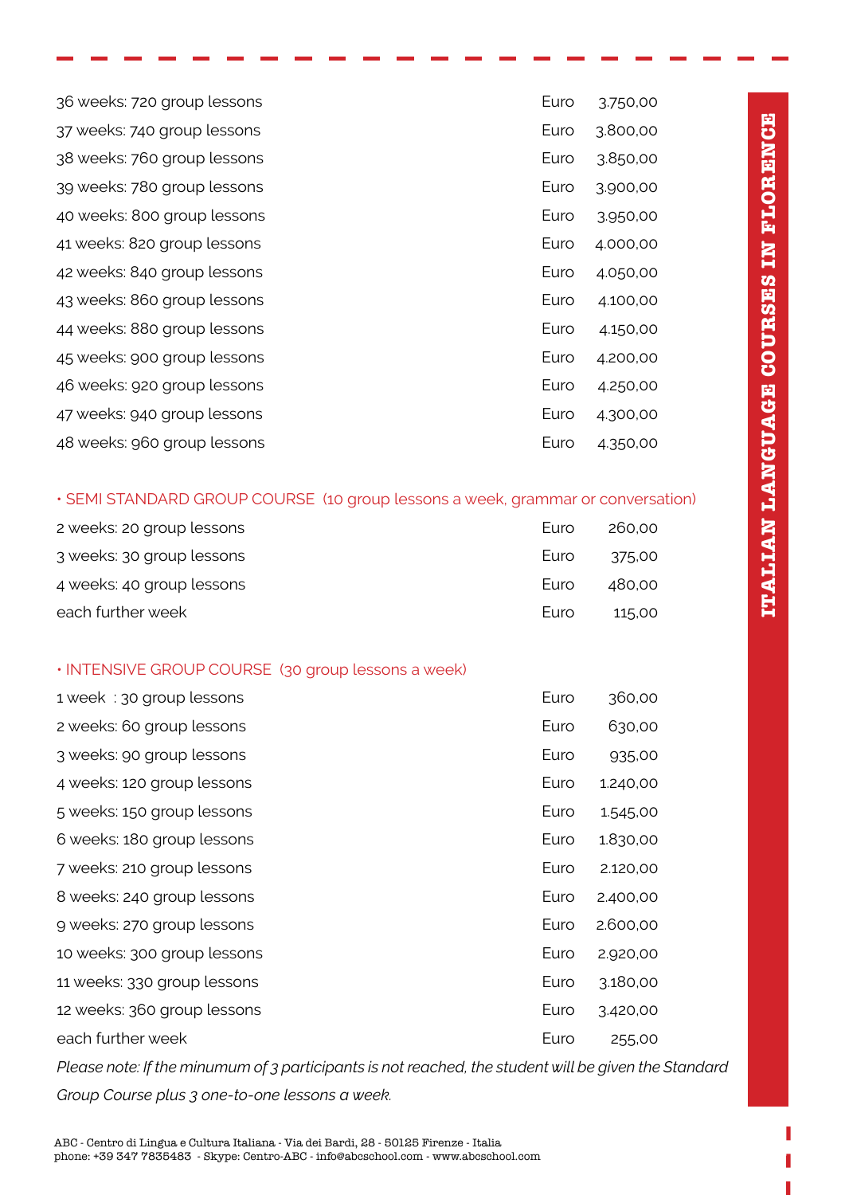| | | |
|---|---|---|
| 36 weeks: 720 group lessons | Euro | 3.750,00 |
| 37 weeks: 740 group lessons | Euro | 3.800,00 |
| 38 weeks: 760 group lessons | Euro | 3.850,00 |
| 39 weeks: 780 group lessons | Euro | 3.900,00 |
| 40 weeks: 800 group lessons | Euro | 3.950,00 |
| 41 weeks: 820 group lessons | Euro | 4.000,00 |
| 42 weeks: 840 group lessons | Euro | 4.050,00 |
| 43 weeks: 860 group lessons | Euro | 4.100,00 |
| 44 weeks: 880 group lessons | Euro | 4.150,00 |
| 45 weeks: 900 group lessons | Euro | 4.200,00 |
| 46 weeks: 920 group lessons | Euro | 4.250,00 |
| 47 weeks: 940 group lessons | Euro | 4.300,00 |
| 48 weeks: 960 group lessons | Euro | 4.350,00 |

• SEMI STANDARD GROUP COURSE (10 group lessons a week, grammar or conversation)

| | | |
|---|---|---|
| 2 weeks: 20 group lessons | Euro | 260,00 |
| 3 weeks: 30 group lessons | Euro | 375,00 |
| 4 weeks: 40 group lessons | Euro | 480,00 |
| each further week | Euro | 115,00 |

• INTENSIVE GROUP COURSE (30 group lessons a week)

| | | |
|---|---|---|
| 1 week : 30 group lessons | Euro | 360,00 |
| 2 weeks: 60 group lessons | Euro | 630,00 |
| 3 weeks: 90 group lessons | Euro | 935,00 |
| 4 weeks: 120 group lessons | Euro | 1.240,00 |
| 5 weeks: 150 group lessons | Euro | 1.545,00 |
| 6 weeks: 180 group lessons | Euro | 1.830,00 |
| 7 weeks: 210 group lessons | Euro | 2.120,00 |
| 8 weeks: 240 group lessons | Euro | 2.400,00 |
| 9 weeks: 270 group lessons | Euro | 2.600,00 |
| 10 weeks: 300 group lessons | Euro | 2.920,00 |
| 11 weeks: 330 group lessons | Euro | 3.180,00 |
| 12 weeks: 360 group lessons | Euro | 3.420,00 |
| each further week | Euro | 255,00 |

*Please note: If the minumum of 3 participants is not reached, the student will be given the Standard Group Course plus 3 one-to-one lessons a week.*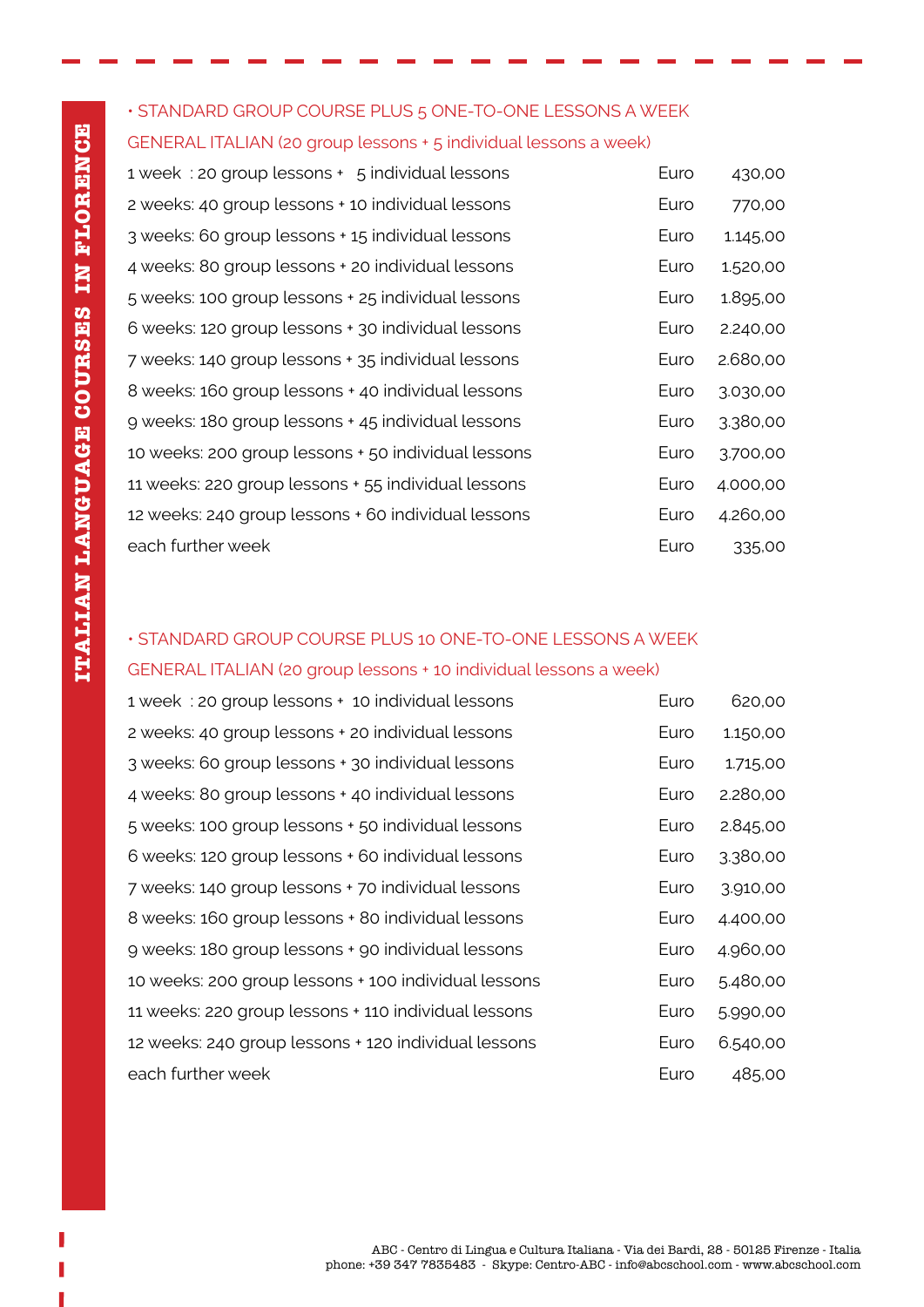## • STANDARD GROUP COURSE PLUS 5 ONE-TO-ONE LESSONS A WEEK

### GENERAL ITALIAN (20 group lessons + 5 individual lessons a week)

| | | |
|---|---|---|
| 1 week : 20 group lessons + 5 individual lessons | Euro | 430,00 |
| 2 weeks: 40 group lessons + 10 individual lessons | Euro | 770,00 |
| 3 weeks: 60 group lessons + 15 individual lessons | Euro | 1.145,00 |
| 4 weeks: 80 group lessons + 20 individual lessons | Euro | 1.520,00 |
| 5 weeks: 100 group lessons + 25 individual lessons | Euro | 1.895,00 |
| 6 weeks: 120 group lessons + 30 individual lessons | Euro | 2.240,00 |
| 7 weeks: 140 group lessons + 35 individual lessons | Euro | 2.680,00 |
| 8 weeks: 160 group lessons + 40 individual lessons | Euro | 3.030,00 |
| 9 weeks: 180 group lessons + 45 individual lessons | Euro | 3.380,00 |
| 10 weeks: 200 group lessons + 50 individual lessons | Euro | 3.700,00 |
| 11 weeks: 220 group lessons + 55 individual lessons | Euro | 4.000,00 |
| 12 weeks: 240 group lessons + 60 individual lessons | Euro | 4.260,00 |
| each further week | Euro | 335,00 |

## • STANDARD GROUP COURSE PLUS 10 ONE-TO-ONE LESSONS A WEEK

### GENERAL ITALIAN (20 group lessons + 10 individual lessons a week)

| | | |
|---|---|---|
| 1 week : 20 group lessons + 10 individual lessons | Euro | 620,00 |
| 2 weeks: 40 group lessons + 20 individual lessons | Euro | 1.150,00 |
| 3 weeks: 60 group lessons + 30 individual lessons | Euro | 1.715,00 |
| 4 weeks: 80 group lessons + 40 individual lessons | Euro | 2.280,00 |
| 5 weeks: 100 group lessons + 50 individual lessons | Euro | 2.845,00 |
| 6 weeks: 120 group lessons + 60 individual lessons | Euro | 3.380,00 |
| 7 weeks: 140 group lessons + 70 individual lessons | Euro | 3.910,00 |
| 8 weeks: 160 group lessons + 80 individual lessons | Euro | 4.400,00 |
| 9 weeks: 180 group lessons + 90 individual lessons | Euro | 4.960,00 |
| 10 weeks: 200 group lessons + 100 individual lessons | Euro | 5.480,00 |
| 11 weeks: 220 group lessons + 110 individual lessons | Euro | 5.990,00 |
| 12 weeks: 240 group lessons + 120 individual lessons | Euro | 6.540,00 |
| each further week | Euro | 485,00 |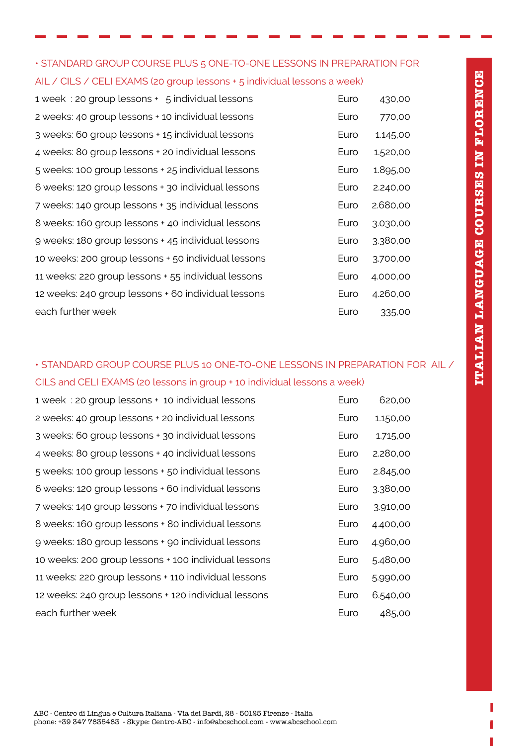• STANDARD GROUP COURSE PLUS 5 ONE-TO-ONE LESSONS IN PREPARATION FOR AIL / CILS / CELI EXAMS (20 group lessons + 5 individual lessons a week)

| | | |
|---|---|---|
| 1 week : 20 group lessons + 5 individual lessons | Euro | 430,00 |
| 2 weeks: 40 group lessons + 10 individual lessons | Euro | 770,00 |
| 3 weeks: 60 group lessons + 15 individual lessons | Euro | 1.145,00 |
| 4 weeks: 80 group lessons + 20 individual lessons | Euro | 1.520,00 |
| 5 weeks: 100 group lessons + 25 individual lessons | Euro | 1.895,00 |
| 6 weeks: 120 group lessons + 30 individual lessons | Euro | 2.240,00 |
| 7 weeks: 140 group lessons + 35 individual lessons | Euro | 2.680,00 |
| 8 weeks: 160 group lessons + 40 individual lessons | Euro | 3.030,00 |
| 9 weeks: 180 group lessons + 45 individual lessons | Euro | 3.380,00 |
| 10 weeks: 200 group lessons + 50 individual lessons | Euro | 3.700,00 |
| 11 weeks: 220 group lessons + 55 individual lessons | Euro | 4.000,00 |
| 12 weeks: 240 group lessons + 60 individual lessons | Euro | 4.260,00 |
| each further week | Euro | 335,00 |

• STANDARD GROUP COURSE PLUS 10 ONE-TO-ONE LESSONS IN PREPARATION FOR AIL / CILS and CELI EXAMS (20 lessons in group + 10 individual lessons a week)

| | | |
|---|---|---|
| 1 week : 20 group lessons + 10 individual lessons | Euro | 620,00 |
| 2 weeks: 40 group lessons + 20 individual lessons | Euro | 1.150,00 |
| 3 weeks: 60 group lessons + 30 individual lessons | Euro | 1.715,00 |
| 4 weeks: 80 group lessons + 40 individual lessons | Euro | 2.280,00 |
| 5 weeks: 100 group lessons + 50 individual lessons | Euro | 2.845,00 |
| 6 weeks: 120 group lessons + 60 individual lessons | Euro | 3.380,00 |
| 7 weeks: 140 group lessons + 70 individual lessons | Euro | 3.910,00 |
| 8 weeks: 160 group lessons + 80 individual lessons | Euro | 4.400,00 |
| 9 weeks: 180 group lessons + 90 individual lessons | Euro | 4.960,00 |
| 10 weeks: 200 group lessons + 100 individual lessons | Euro | 5.480,00 |
| 11 weeks: 220 group lessons + 110 individual lessons | Euro | 5.990,00 |
| 12 weeks: 240 group lessons + 120 individual lessons | Euro | 6.540,00 |
| each further week | Euro | 485,00 |

ITALIAN LANGUAGE COURSES IN FLORENCE

ABC - Centro di Lingua e Cultura Italiana - Via dei Bardi, 28 - 50125 Firenze - Italia
phone: +39 347 7835483 - Skype: Centro-ABC - info@abcschool.com - www.abcschool.com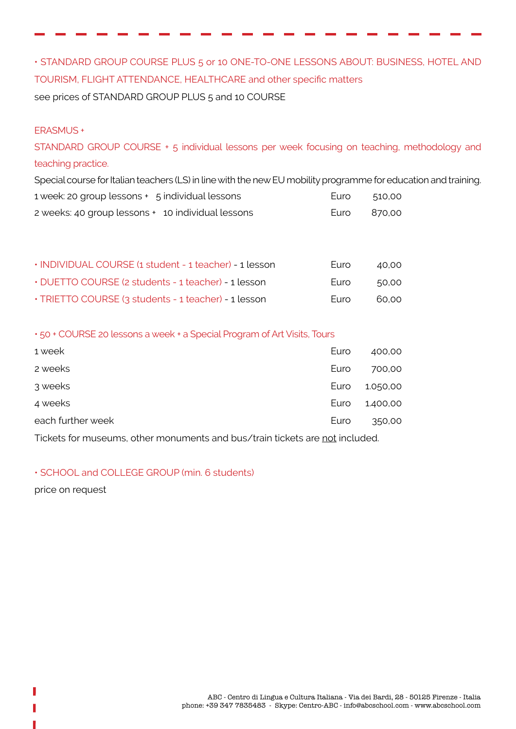• STANDARD GROUP COURSE PLUS 5 or 10 ONE-TO-ONE LESSONS ABOUT: BUSINESS, HOTEL AND TOURISM, FLIGHT ATTENDANCE, HEALTHCARE and other specific matters

see prices of STANDARD GROUP PLUS 5 and 10 COURSE

ERASMUS +

STANDARD GROUP COURSE + 5 individual lessons per week focusing on teaching, methodology and teaching practice.

Special course for Italian teachers (LS) in line with the new EU mobility programme for education and training.

| | | |
|---|---|---|
| 1 week: 20 group lessons + 5 individual lessons | Euro | 510,00 |
| 2 weeks: 40 group lessons + 10 individual lessons | Euro | 870,00 |

| | | |
|---|---|---|
| • INDIVIDUAL COURSE (1 student - 1 teacher) - 1 lesson | Euro | 40,00 |
| • DUETTO COURSE (2 students - 1 teacher) - 1 lesson | Euro | 50,00 |
| • TRIETTO COURSE (3 students - 1 teacher) - 1 lesson | Euro | 60,00 |

• 50 + COURSE 20 lessons a week + a Special Program of Art Visits, Tours

| | | |
|---|---|---|
| 1 week | Euro | 400,00 |
| 2 weeks | Euro | 700,00 |
| 3 weeks | Euro | 1.050,00 |
| 4 weeks | Euro | 1.400,00 |
| each further week | Euro | 350,00 |

Tickets for museums, other monuments and bus/train tickets are not included.

• SCHOOL and COLLEGE GROUP (min. 6 students)

price on request

ABC - Centro di Lingua e Cultura Italiana - Via dei Bardi, 28 - 50125 Firenze - Italia
phone: +39 347 7835483 - Skype: Centro-ABC - info@abcschool.com - www.abcschool.com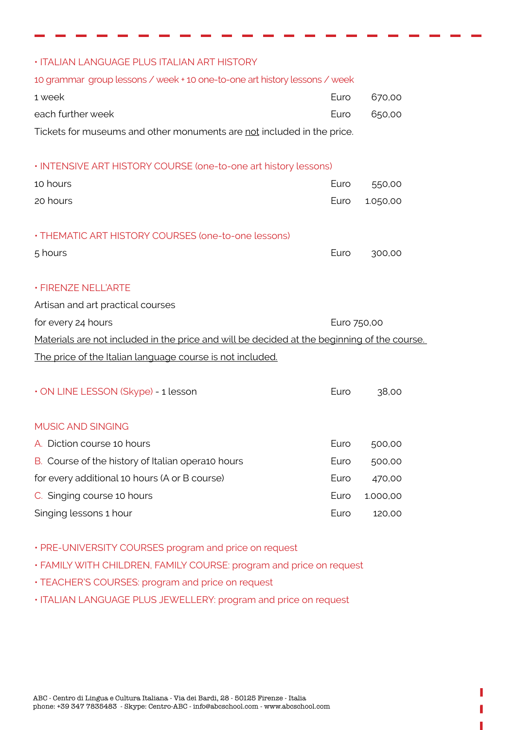• ITALIAN LANGUAGE PLUS ITALIAN ART HISTORY

10 grammar group lessons / week + 10 one-to-one art history lessons / week

| | | |
|---|---|---|
| 1 week | Euro | 670,00 |
| each further week | Euro | 650,00 |

Tickets for museums and other monuments are not included in the price.

• INTENSIVE ART HISTORY COURSE (one-to-one art history lessons)

| | | |
|---|---|---|
| 10 hours | Euro | 550,00 |
| 20 hours | Euro | 1.050,00 |

• THEMATIC ART HISTORY COURSES (one-to-one lessons)

| | | |
|---|---|---|
| 5 hours | Euro | 300,00 |

• FIRENZE NELL'ARTE

Artisan and art practical courses

for every 24 hours — Euro 750,00

Materials are not included in the price and will be decided at the beginning of the course.

The price of the Italian language course is not included.

• ON LINE LESSON (Skype) - 1 lesson — Euro 38,00

MUSIC AND SINGING

| | | |
|---|---|---|
| A. Diction course 10 hours | Euro | 500,00 |
| B. Course of the history of Italian opera10 hours | Euro | 500,00 |
| for every additional 10 hours (A or B course) | Euro | 470,00 |
| C. Singing course 10 hours | Euro | 1.000,00 |
| Singing lessons 1 hour | Euro | 120,00 |

• PRE-UNIVERSITY COURSES program and price on request

• FAMILY WITH CHILDREN, FAMILY COURSE: program and price on request

• TEACHER'S COURSES: program and price on request

• ITALIAN LANGUAGE PLUS JEWELLERY: program and price on request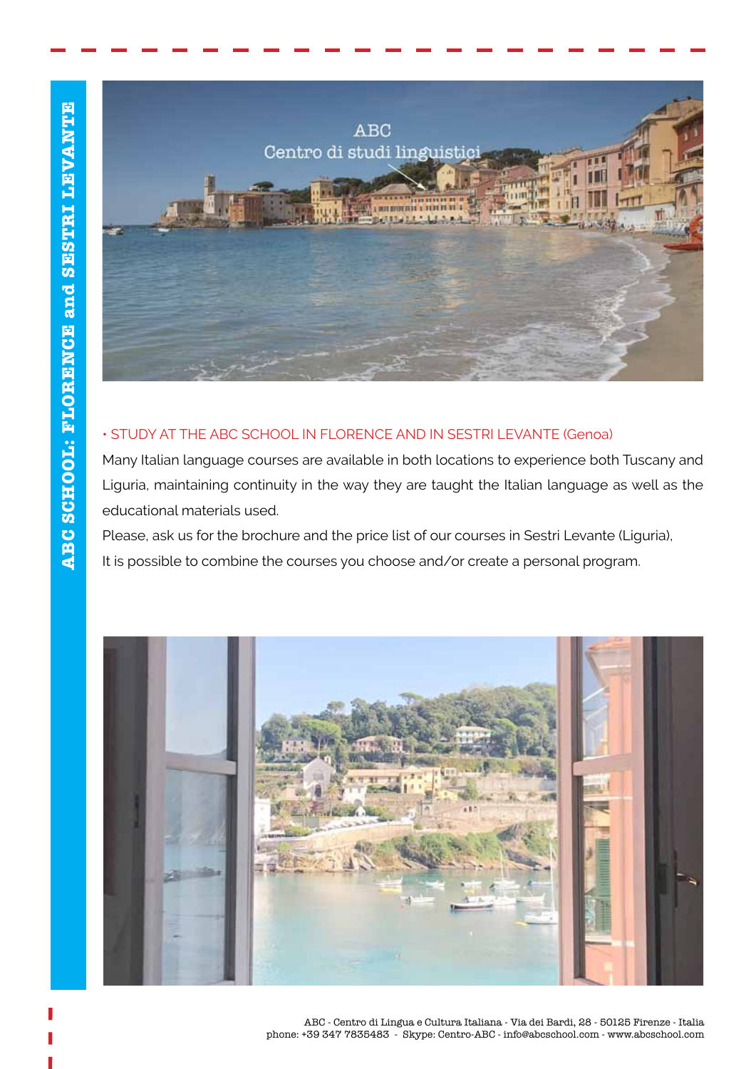ABC SCHOOL: FLORENCE and SESTRI LEVANTE

• STUDY AT THE ABC SCHOOL IN FLORENCE AND IN SESTRI LEVANTE (Genoa)

Many Italian language courses are available in both locations to experience both Tuscany and Liguria, maintaining continuity in the way they are taught the Italian language as well as the educational materials used.

Please, ask us for the brochure and the price list of our courses in Sestri Levante (Liguria),

It is possible to combine the courses you choose and/or create a personal program.

ABC - Centro di Lingua e Cultura Italiana - Via dei Bardi, 28 - 50125 Firenze - Italia
phone: +39 347 7835483 - Skype: Centro-ABC - info@abcschool.com - www.abcschool.com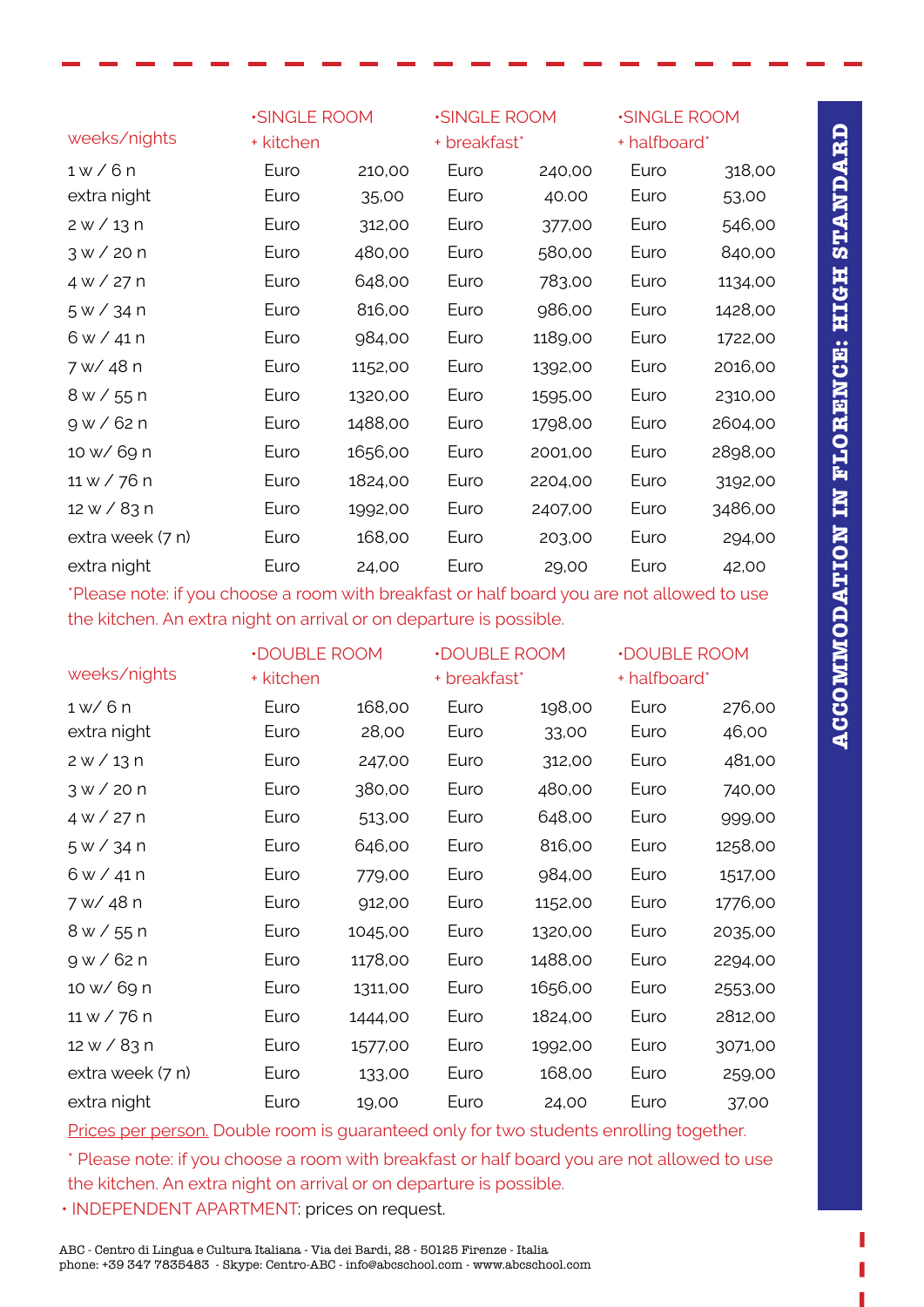# ACCOMMODATION IN FLORENCE: HIGH STANDARD

| weeks/nights | •SINGLE ROOM + kitchen | | •SINGLE ROOM + breakfast* | | •SINGLE ROOM + halfboard* | |
|---|---|---|---|---|---|---|
| 1 w / 6 n | Euro | 210,00 | Euro | 240,00 | Euro | 318,00 |
| extra night | Euro | 35,00 | Euro | 40.00 | Euro | 53,00 |
| 2 w / 13 n | Euro | 312,00 | Euro | 377,00 | Euro | 546,00 |
| 3 w / 20 n | Euro | 480,00 | Euro | 580,00 | Euro | 840,00 |
| 4 w / 27 n | Euro | 648,00 | Euro | 783,00 | Euro | 1134,00 |
| 5 w / 34 n | Euro | 816,00 | Euro | 986,00 | Euro | 1428,00 |
| 6 w / 41 n | Euro | 984,00 | Euro | 1189,00 | Euro | 1722,00 |
| 7 w/ 48 n | Euro | 1152,00 | Euro | 1392,00 | Euro | 2016,00 |
| 8 w / 55 n | Euro | 1320,00 | Euro | 1595,00 | Euro | 2310,00 |
| 9 w / 62 n | Euro | 1488,00 | Euro | 1798,00 | Euro | 2604,00 |
| 10 w/ 69 n | Euro | 1656,00 | Euro | 2001,00 | Euro | 2898,00 |
| 11 w / 76 n | Euro | 1824,00 | Euro | 2204,00 | Euro | 3192,00 |
| 12 w / 83 n | Euro | 1992,00 | Euro | 2407,00 | Euro | 3486,00 |
| extra week (7 n) | Euro | 168,00 | Euro | 203,00 | Euro | 294,00 |
| extra night | Euro | 24,00 | Euro | 29,00 | Euro | 42,00 |

*Please note: if you choose a room with breakfast or half board you are not allowed to use the kitchen. An extra night on arrival or on departure is possible.

| weeks/nights | •DOUBLE ROOM + kitchen | | •DOUBLE ROOM + breakfast* | | •DOUBLE ROOM + halfboard* | |
|---|---|---|---|---|---|---|
| 1 w/ 6 n | Euro | 168,00 | Euro | 198,00 | Euro | 276,00 |
| extra night | Euro | 28,00 | Euro | 33,00 | Euro | 46,00 |
| 2 w / 13 n | Euro | 247,00 | Euro | 312,00 | Euro | 481,00 |
| 3 w / 20 n | Euro | 380,00 | Euro | 480,00 | Euro | 740,00 |
| 4 w / 27 n | Euro | 513,00 | Euro | 648,00 | Euro | 999,00 |
| 5 w / 34 n | Euro | 646,00 | Euro | 816,00 | Euro | 1258,00 |
| 6 w / 41 n | Euro | 779,00 | Euro | 984,00 | Euro | 1517,00 |
| 7 w/ 48 n | Euro | 912,00 | Euro | 1152,00 | Euro | 1776,00 |
| 8 w / 55 n | Euro | 1045,00 | Euro | 1320,00 | Euro | 2035,00 |
| 9 w / 62 n | Euro | 1178,00 | Euro | 1488,00 | Euro | 2294,00 |
| 10 w/ 69 n | Euro | 1311,00 | Euro | 1656,00 | Euro | 2553,00 |
| 11 w / 76 n | Euro | 1444,00 | Euro | 1824,00 | Euro | 2812,00 |
| 12 w / 83 n | Euro | 1577,00 | Euro | 1992,00 | Euro | 3071,00 |
| extra week (7 n) | Euro | 133,00 | Euro | 168,00 | Euro | 259,00 |
| extra night | Euro | 19,00 | Euro | 24,00 | Euro | 37,00 |

Prices per person. Double room is guaranteed only for two students enrolling together.

* Please note: if you choose a room with breakfast or half board you are not allowed to use the kitchen. An extra night on arrival or on departure is possible.

• INDEPENDENT APARTMENT: prices on request.

ABC - Centro di Lingua e Cultura Italiana - Via dei Bardi, 28 - 50125 Firenze - Italia
phone: +39 347 7835483 - Skype: Centro-ABC - info@abcschool.com - www.abcschool.com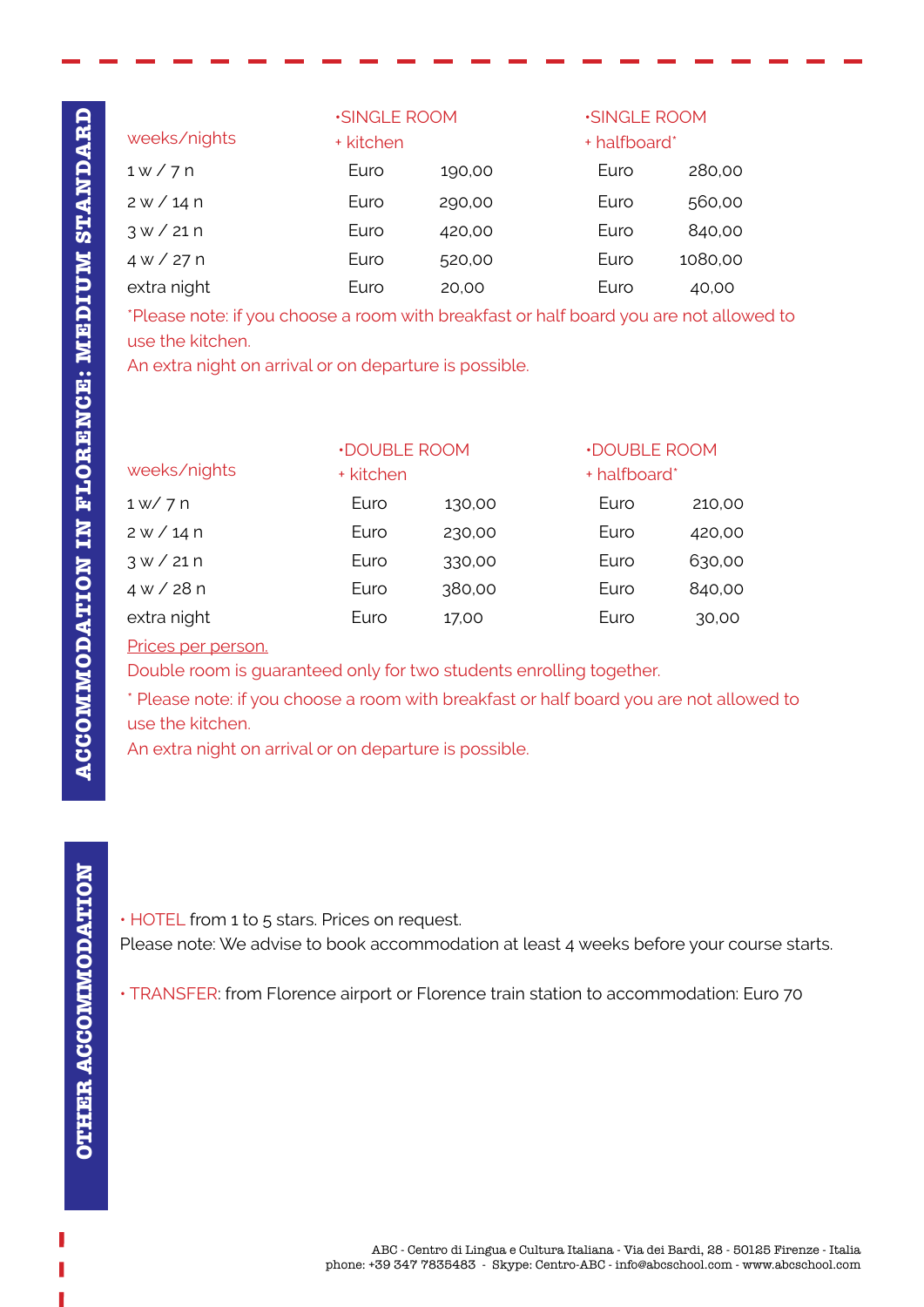## ACCOMMODATION IN FLORENCE: MEDIUM STANDARD

| weeks/nights | •SINGLE ROOM + kitchen | | •SINGLE ROOM + halfboard* | |
|---|---|---|---|---|
| 1 w / 7 n | Euro | 190,00 | Euro | 280,00 |
| 2 w / 14 n | Euro | 290,00 | Euro | 560,00 |
| 3 w / 21 n | Euro | 420,00 | Euro | 840,00 |
| 4 w / 27 n | Euro | 520,00 | Euro | 1080,00 |
| extra night | Euro | 20,00 | Euro | 40,00 |

*Please note: if you choose a room with breakfast or half board you are not allowed to use the kitchen.

An extra night on arrival or on departure is possible.

| weeks/nights | •DOUBLE ROOM + kitchen | | •DOUBLE ROOM + halfboard* | |
|---|---|---|---|---|
| 1 w/ 7 n | Euro | 130,00 | Euro | 210,00 |
| 2 w / 14 n | Euro | 230,00 | Euro | 420,00 |
| 3 w / 21 n | Euro | 330,00 | Euro | 630,00 |
| 4 w / 28 n | Euro | 380,00 | Euro | 840,00 |
| extra night | Euro | 17,00 | Euro | 30,00 |

Prices per person.

Double room is guaranteed only for two students enrolling together.

* Please note: if you choose a room with breakfast or half board you are not allowed to use the kitchen.

An extra night on arrival or on departure is possible.

## OTHER ACCOMMODATION

• HOTEL from 1 to 5 stars. Prices on request.
Please note: We advise to book accommodation at least 4 weeks before your course starts.

• TRANSFER: from Florence airport or Florence train station to accommodation: Euro 70

ABC - Centro di Lingua e Cultura Italiana - Via dei Bardi, 28 - 50125 Firenze - Italia
phone: +39 347 7835483 - Skype: Centro-ABC - info@abcschool.com - www.abcschool.com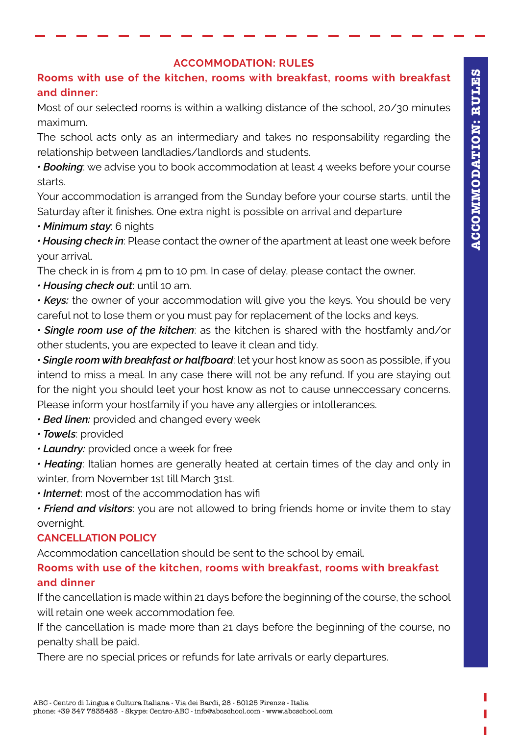## ACCOMMODATION: RULES

### Rooms with use of the kitchen, rooms with breakfast, rooms with breakfast and dinner:

Most of our selected rooms is within a walking distance of the school, 20/30 minutes maximum.

The school acts only as an intermediary and takes no responsability regarding the relationship between landladies/landlords and students.

• ***Booking***: we advise you to book accommodation at least 4 weeks before your course starts.

Your accommodation is arranged from the Sunday before your course starts, until the Saturday after it finishes. One extra night is possible on arrival and departure

• ***Minimum stay***: 6 nights

• ***Housing check in***: Please contact the owner of the apartment at least one week before your arrival.

The check in is from 4 pm to 10 pm. In case of delay, please contact the owner.

• ***Housing check out***: until 10 am.

• ***Keys:*** the owner of your accommodation will give you the keys. You should be very careful not to lose them or you must pay for replacement of the locks and keys.

• ***Single room use of the kitchen***: as the kitchen is shared with the hostfamly and/or other students, you are expected to leave it clean and tidy.

• ***Single room with breakfast or halfboard***: let your host know as soon as possible, if you intend to miss a meal. In any case there will not be any refund. If you are staying out for the night you should leet your host know as not to cause unneccessary concerns. Please inform your hostfamily if you have any allergies or intollerances.

• ***Bed linen:*** provided and changed every week

• ***Towels***: provided

• ***Laundry:*** provided once a week for free

• ***Heating***: Italian homes are generally heated at certain times of the day and only in winter, from November 1st till March 31st.

• ***Internet***: most of the accommodation has wifi

• ***Friend and visitors***: you are not allowed to bring friends home or invite them to stay overnight.

### CANCELLATION POLICY

Accommodation cancellation should be sent to the school by email.

### Rooms with use of the kitchen, rooms with breakfast, rooms with breakfast and dinner

If the cancellation is made within 21 days before the beginning of the course, the school will retain one week accommodation fee.

If the cancellation is made more than 21 days before the beginning of the course, no penalty shall be paid.

There are no special prices or refunds for late arrivals or early departures.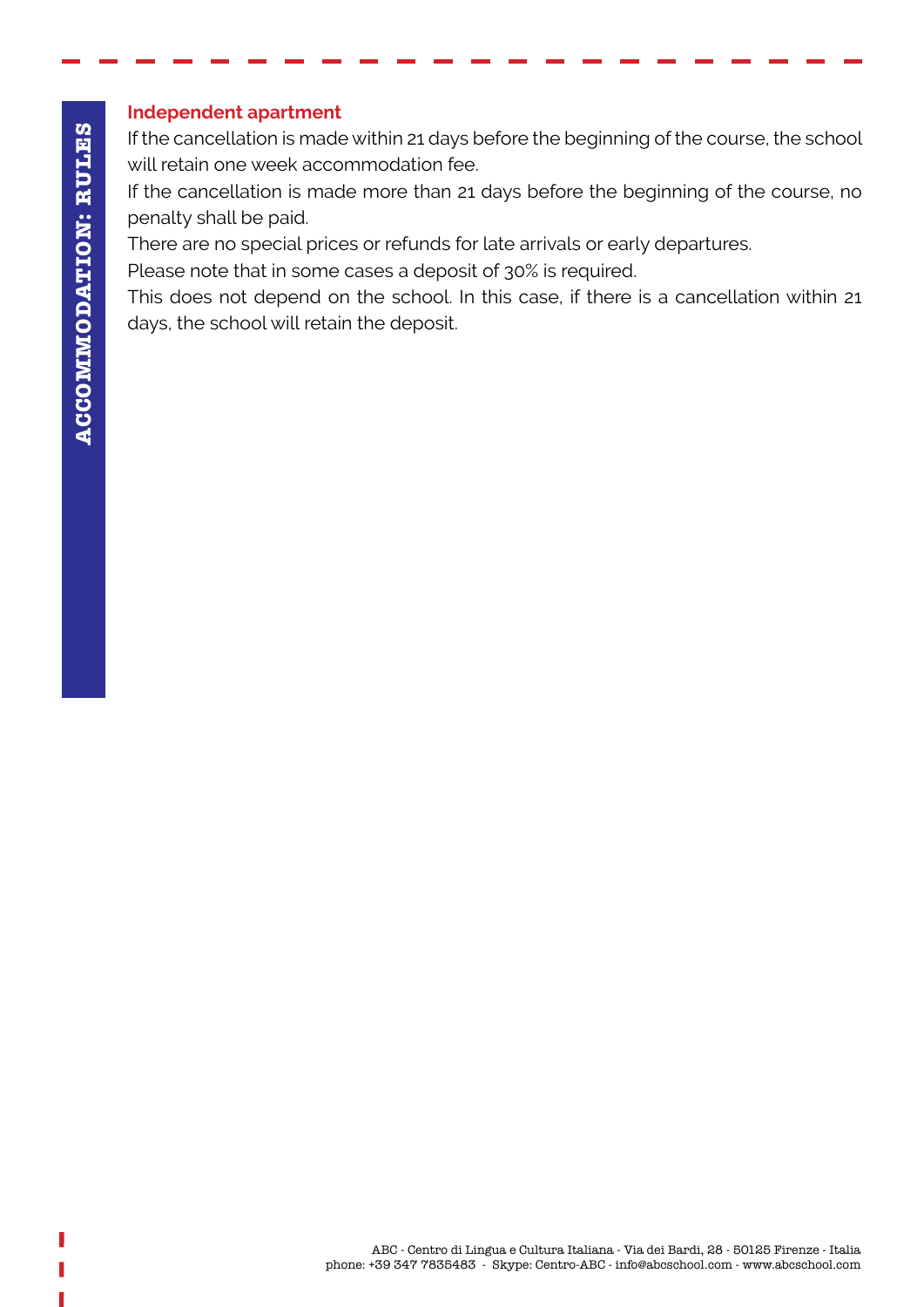# ACCOMMODATION: RULES

### Independent apartment

If the cancellation is made within 21 days before the beginning of the course, the school will retain one week accommodation fee.

If the cancellation is made more than 21 days before the beginning of the course, no penalty shall be paid.

There are no special prices or refunds for late arrivals or early departures.

Please note that in some cases a deposit of 30% is required.

This does not depend on the school. In this case, if there is a cancellation within 21 days, the school will retain the deposit.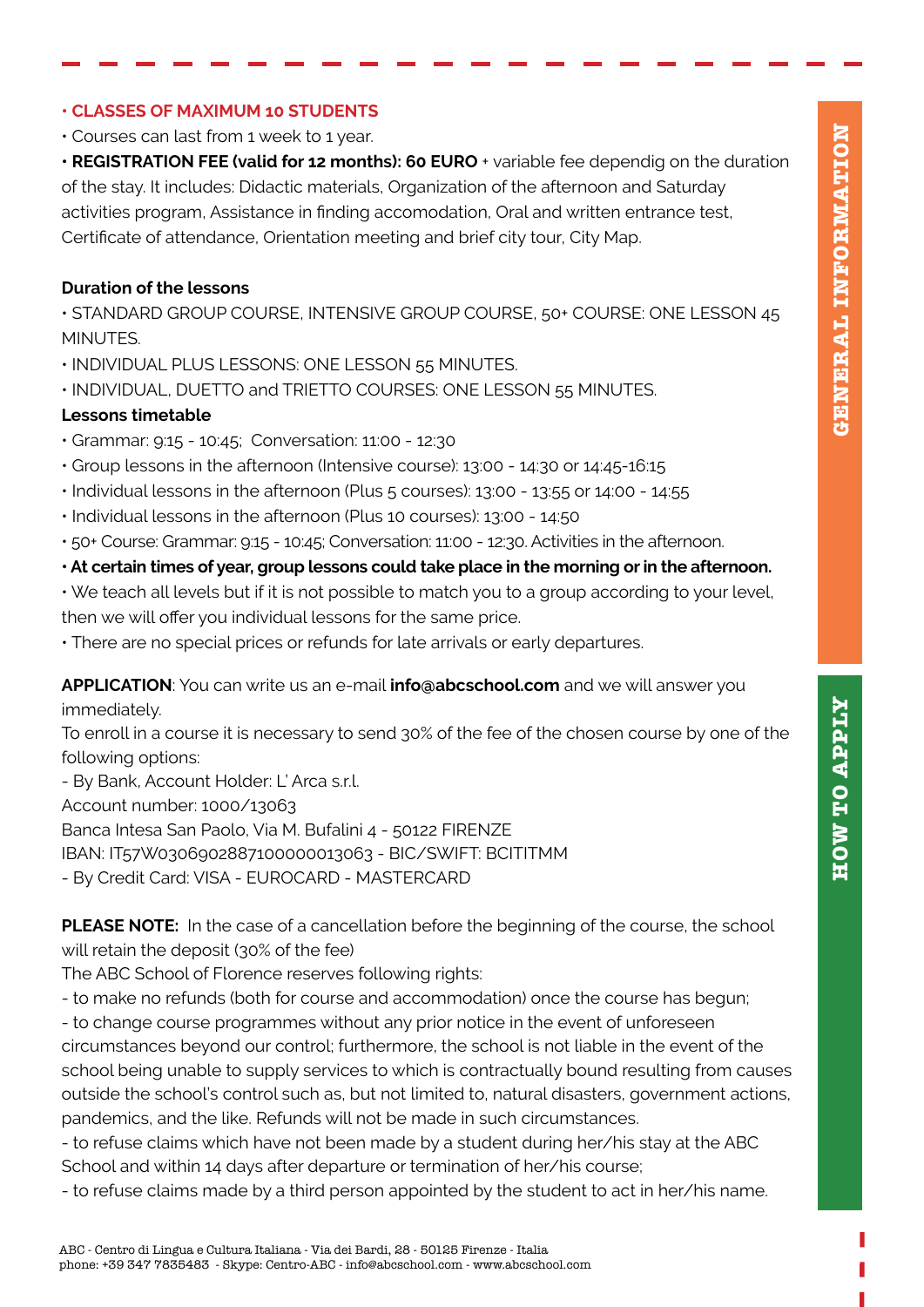## GENERAL INFORMATION

- **CLASSES OF MAXIMUM 10 STUDENTS**
- Courses can last from 1 week to 1 year.
- **REGISTRATION FEE (valid for 12 months): 60 EURO** + variable fee dependig on the duration of the stay. It includes: Didactic materials, Organization of the afternoon and Saturday activities program, Assistance in finding accomodation, Oral and written entrance test, Certificate of attendance, Orientation meeting and brief city tour, City Map.

**Duration of the lessons**

- STANDARD GROUP COURSE, INTENSIVE GROUP COURSE, 50+ COURSE: ONE LESSON 45 MINUTES.
- INDIVIDUAL PLUS LESSONS: ONE LESSON 55 MINUTES.
- INDIVIDUAL, DUETTO and TRIETTO COURSES: ONE LESSON 55 MINUTES.

**Lessons timetable**

- Grammar: 9:15 - 10:45; Conversation: 11:00 - 12:30
- Group lessons in the afternoon (Intensive course): 13:00 - 14:30 or 14:45-16:15
- Individual lessons in the afternoon (Plus 5 courses): 13:00 - 13:55 or 14:00 - 14:55
- Individual lessons in the afternoon (Plus 10 courses): 13:00 - 14:50
- 50+ Course: Grammar: 9:15 - 10:45; Conversation: 11:00 - 12:30. Activities in the afternoon.
- **At certain times of year, group lessons could take place in the morning or in the afternoon.**
- We teach all levels but if it is not possible to match you to a group according to your level, then we will offer you individual lessons for the same price.
- There are no special prices or refunds for late arrivals or early departures.

## HOW TO APPLY

**APPLICATION**: You can write us an e-mail **info@abcschool.com** and we will answer you immediately.

To enroll in a course it is necessary to send 30% of the fee of the chosen course by one of the following options:

- By Bank, Account Holder: L' Arca s.r.l.
Account number: 1000/13063
Banca Intesa San Paolo, Via M. Bufalini 4 - 50122 FIRENZE
IBAN: IT57W0306902887100000013063 - BIC/SWIFT: BCITITMM
- By Credit Card: VISA - EUROCARD - MASTERCARD

**PLEASE NOTE:** In the case of a cancellation before the beginning of the course, the school will retain the deposit (30% of the fee)

The ABC School of Florence reserves following rights:

- to make no refunds (both for course and accommodation) once the course has begun;
- to change course programmes without any prior notice in the event of unforeseen circumstances beyond our control; furthermore, the school is not liable in the event of the school being unable to supply services to which is contractually bound resulting from causes outside the school's control such as, but not limited to, natural disasters, government actions, pandemics, and the like. Refunds will not be made in such circumstances.
- to refuse claims which have not been made by a student during her/his stay at the ABC School and within 14 days after departure or termination of her/his course;
- to refuse claims made by a third person appointed by the student to act in her/his name.

ABC - Centro di Lingua e Cultura Italiana - Via dei Bardi, 28 - 50125 Firenze - Italia
phone: +39 347 7835483 - Skype: Centro-ABC - info@abcschool.com - www.abcschool.com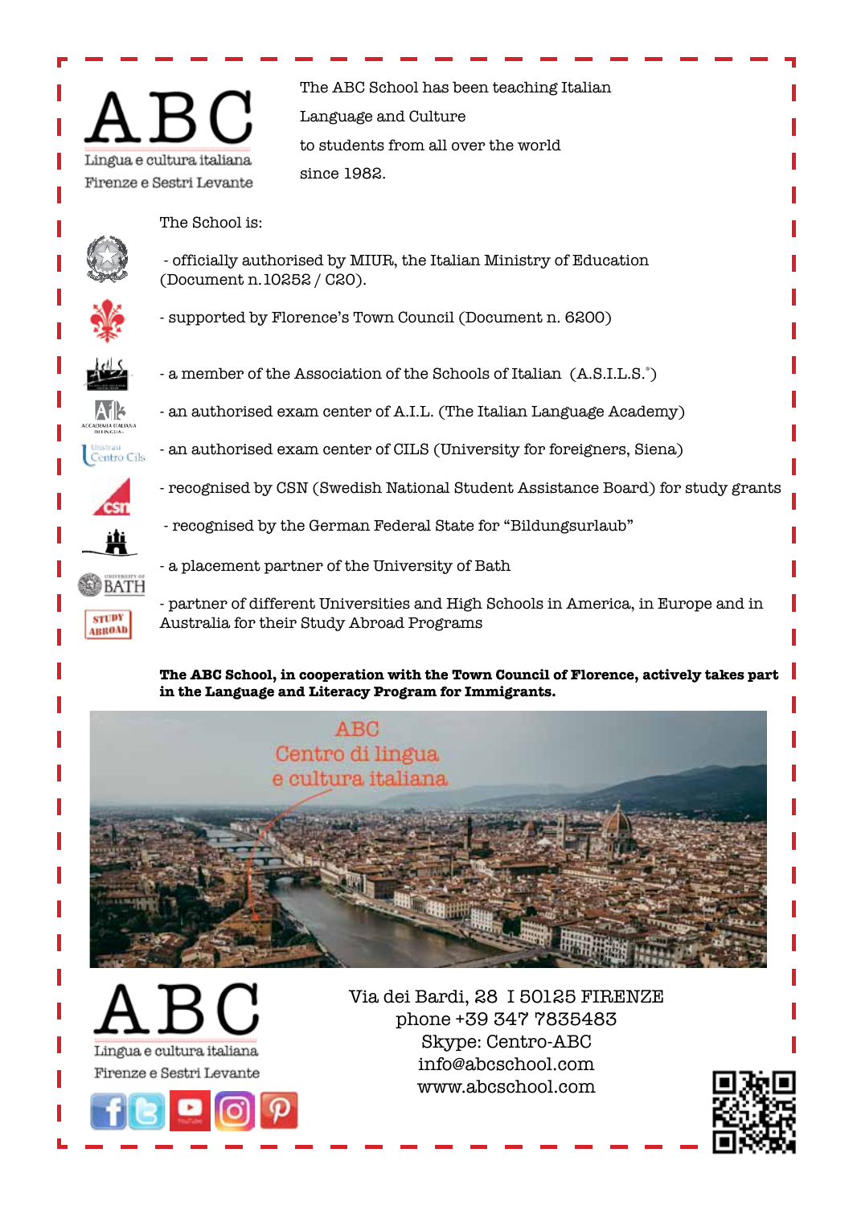ABC

Lingua e cultura italiana

Firenze e Sestri Levante

The ABC School has been teaching Italian Language and Culture to students from all over the world since 1982.

The School is:

- officially authorised by MIUR, the Italian Ministry of Education (Document n.10252 / C20).
- supported by Florence's Town Council (Document n. 6200)
- a member of the Association of the Schools of Italian (A.S.I.L.S.®)
- an authorised exam center of A.I.L. (The Italian Language Academy)
- an authorised exam center of CILS (University for foreigners, Siena)
- recognised by CSN (Swedish National Student Assistance Board) for study grants
- recognised by the German Federal State for "Bildungsurlaub"
- a placement partner of the University of Bath
- partner of different Universities and High Schools in America, in Europe and in Australia for their Study Abroad Programs

**The ABC School, in cooperation with the Town Council of Florence, actively takes part in the Language and Literacy Program for Immigrants.**

ABC
Centro di lingua
e cultura italiana

ABC

Lingua e cultura italiana

Firenze e Sestri Levante

Via dei Bardi, 28 I 50125 FIRENZE
phone +39 347 7835483
Skype: Centro-ABC
info@abcschool.com
www.abcschool.com